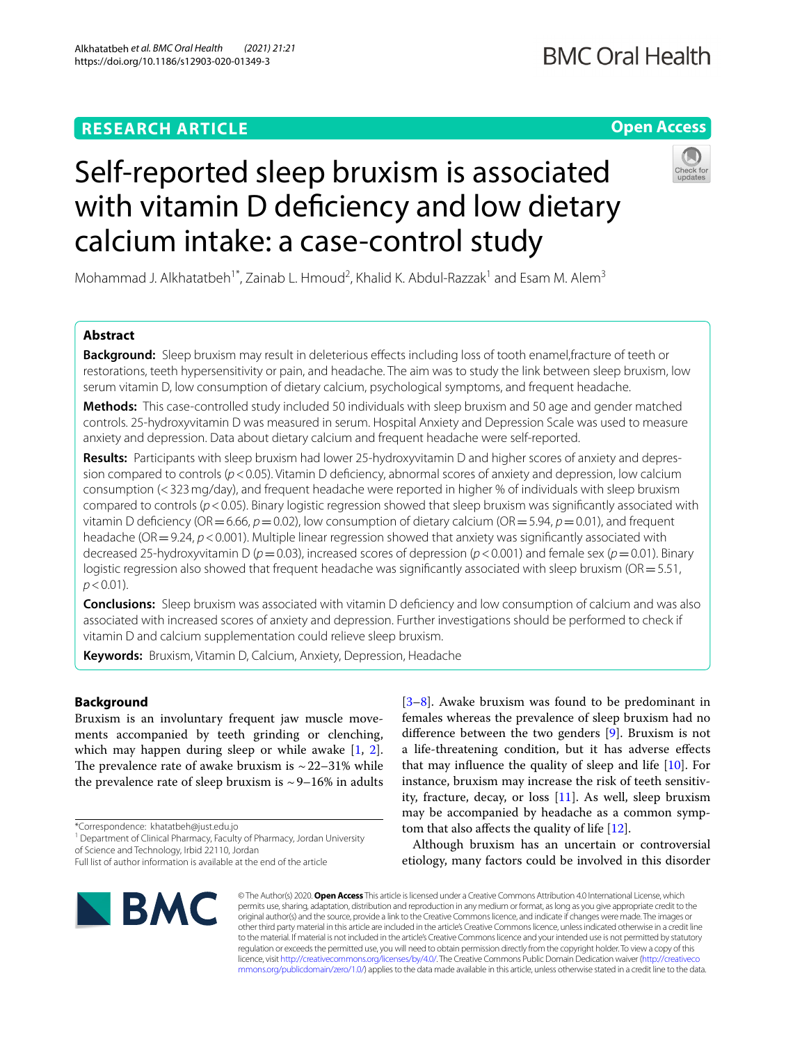RESEARCH ARTICLE

Open Access

# Self-reported sleep bruxism is associated with vitamin D deficiency and low dietary calcium intake: a case-control study

Mohammad J. Alkhatatbeh[1*], Zainab L. Hmoud[2], Khalid K. Abdul-Razzak[1] and Esam M. Alem[3]

## Abstract

**Background:** Sleep bruxism may result in deleterious effects including loss of tooth enamel,fracture of teeth or restorations, teeth hypersensitivity or pain, and headache. The aim was to study the link between sleep bruxism, low serum vitamin D, low consumption of dietary calcium, psychological symptoms, and frequent headache.

**Methods:** This case-controlled study included 50 individuals with sleep bruxism and 50 age and gender matched controls. 25-hydroxyvitamin D was measured in serum. Hospital Anxiety and Depression Scale was used to measure anxiety and depression. Data about dietary calcium and frequent headache were self-reported.

**Results:** Participants with sleep bruxism had lower 25-hydroxyvitamin D and higher scores of anxiety and depression compared to controls ($p<0.05$). Vitamin D deficiency, abnormal scores of anxiety and depression, low calcium consumption (<323 mg/day), and frequent headache were reported in higher % of individuals with sleep bruxism compared to controls ($p<0.05$). Binary logistic regression showed that sleep bruxism was significantly associated with vitamin D deficiency (OR = 6.66, $p=0.02$), low consumption of dietary calcium (OR = 5.94, $p=0.01$), and frequent headache (OR = 9.24, $p<0.001$). Multiple linear regression showed that anxiety was significantly associated with decreased 25-hydroxyvitamin D ($p=0.03$), increased scores of depression ($p<0.001$) and female sex ($p=0.01$). Binary logistic regression also showed that frequent headache was significantly associated with sleep bruxism (OR = 5.51, $p<0.01$).

**Conclusions:** Sleep bruxism was associated with vitamin D deficiency and low consumption of calcium and was also associated with increased scores of anxiety and depression. Further investigations should be performed to check if vitamin D and calcium supplementation could relieve sleep bruxism.

**Keywords:** Bruxism, Vitamin D, Calcium, Anxiety, Depression, Headache

## Background

Bruxism is an involuntary frequent jaw muscle movements accompanied by teeth grinding or clenching, which may happen during sleep or while awake [1, 2]. The prevalence rate of awake bruxism is ~22–31% while the prevalence rate of sleep bruxism is ~9–16% in adults [3–8]. Awake bruxism was found to be predominant in females whereas the prevalence of sleep bruxism had no difference between the two genders [9]. Bruxism is not a life-threatening condition, but it has adverse effects that may influence the quality of sleep and life [10]. For instance, bruxism may increase the risk of teeth sensitivity, fracture, decay, or loss [11]. As well, sleep bruxism may be accompanied by headache as a common symptom that also affects the quality of life [12].

Although bruxism has an uncertain or controversial etiology, many factors could be involved in this disorder

*Correspondence: khatatbeh@just.edu.jo
[1] Department of Clinical Pharmacy, Faculty of Pharmacy, Jordan University of Science and Technology, Irbid 22110, Jordan
Full list of author information is available at the end of the article

© The Author(s) 2020. **Open Access** This article is licensed under a Creative Commons Attribution 4.0 International License, which permits use, sharing, adaptation, distribution and reproduction in any medium or format, as long as you give appropriate credit to the original author(s) and the source, provide a link to the Creative Commons licence, and indicate if changes were made. The images or other third party material in this article are included in the article's Creative Commons licence, unless indicated otherwise in a credit line to the material. If material is not included in the article's Creative Commons licence and your intended use is not permitted by statutory regulation or exceeds the permitted use, you will need to obtain permission directly from the copyright holder. To view a copy of this licence, visit http://creativecommons.org/licenses/by/4.0/. The Creative Commons Public Domain Dedication waiver (http://creativecommons.org/publicdomain/zero/1.0/) applies to the data made available in this article, unless otherwise stated in a credit line to the data.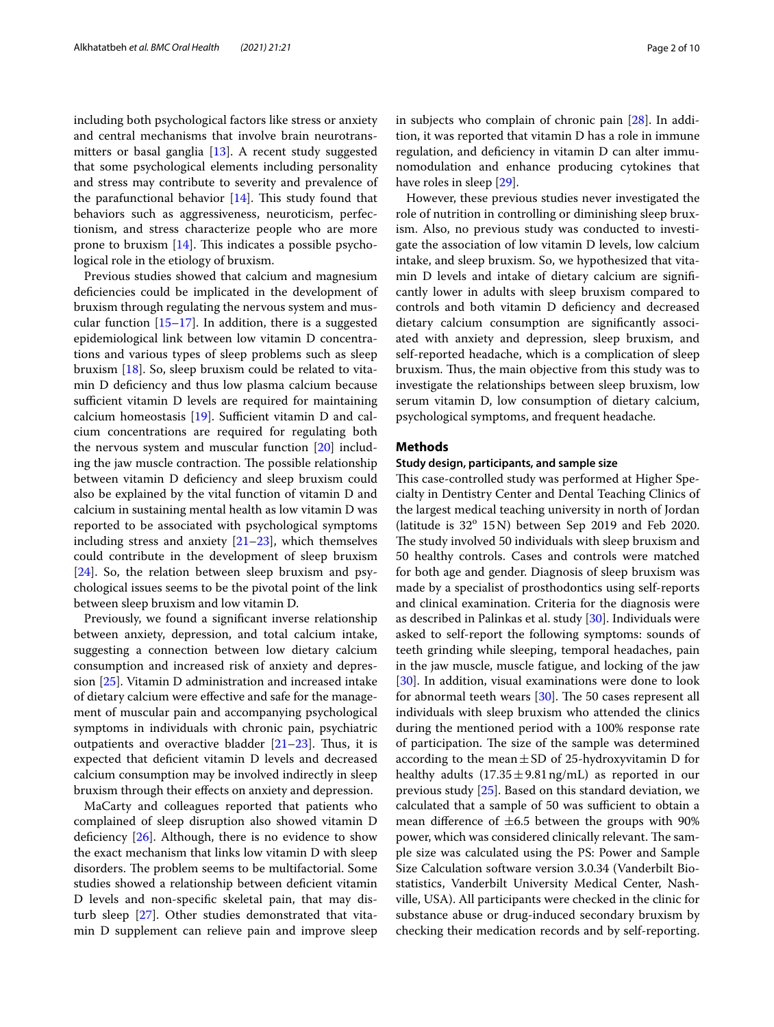including both psychological factors like stress or anxiety and central mechanisms that involve brain neurotransmitters or basal ganglia [13]. A recent study suggested that some psychological elements including personality and stress may contribute to severity and prevalence of the parafunctional behavior [14]. This study found that behaviors such as aggressiveness, neuroticism, perfectionism, and stress characterize people who are more prone to bruxism [14]. This indicates a possible psychological role in the etiology of bruxism.

Previous studies showed that calcium and magnesium deficiencies could be implicated in the development of bruxism through regulating the nervous system and muscular function [15–17]. In addition, there is a suggested epidemiological link between low vitamin D concentrations and various types of sleep problems such as sleep bruxism [18]. So, sleep bruxism could be related to vitamin D deficiency and thus low plasma calcium because sufficient vitamin D levels are required for maintaining calcium homeostasis [19]. Sufficient vitamin D and calcium concentrations are required for regulating both the nervous system and muscular function [20] including the jaw muscle contraction. The possible relationship between vitamin D deficiency and sleep bruxism could also be explained by the vital function of vitamin D and calcium in sustaining mental health as low vitamin D was reported to be associated with psychological symptoms including stress and anxiety [21–23], which themselves could contribute in the development of sleep bruxism [24]. So, the relation between sleep bruxism and psychological issues seems to be the pivotal point of the link between sleep bruxism and low vitamin D.

Previously, we found a significant inverse relationship between anxiety, depression, and total calcium intake, suggesting a connection between low dietary calcium consumption and increased risk of anxiety and depression [25]. Vitamin D administration and increased intake of dietary calcium were effective and safe for the management of muscular pain and accompanying psychological symptoms in individuals with chronic pain, psychiatric outpatients and overactive bladder [21–23]. Thus, it is expected that deficient vitamin D levels and decreased calcium consumption may be involved indirectly in sleep bruxism through their effects on anxiety and depression.

MaCarty and colleagues reported that patients who complained of sleep disruption also showed vitamin D deficiency [26]. Although, there is no evidence to show the exact mechanism that links low vitamin D with sleep disorders. The problem seems to be multifactorial. Some studies showed a relationship between deficient vitamin D levels and non-specific skeletal pain, that may disturb sleep [27]. Other studies demonstrated that vitamin D supplement can relieve pain and improve sleep in subjects who complain of chronic pain [28]. In addition, it was reported that vitamin D has a role in immune regulation, and deficiency in vitamin D can alter immunomodulation and enhance producing cytokines that have roles in sleep [29].

However, these previous studies never investigated the role of nutrition in controlling or diminishing sleep bruxism. Also, no previous study was conducted to investigate the association of low vitamin D levels, low calcium intake, and sleep bruxism. So, we hypothesized that vitamin D levels and intake of dietary calcium are significantly lower in adults with sleep bruxism compared to controls and both vitamin D deficiency and decreased dietary calcium consumption are significantly associated with anxiety and depression, sleep bruxism, and self-reported headache, which is a complication of sleep bruxism. Thus, the main objective from this study was to investigate the relationships between sleep bruxism, low serum vitamin D, low consumption of dietary calcium, psychological symptoms, and frequent headache.

## Methods

### Study design, participants, and sample size

This case-controlled study was performed at Higher Specialty in Dentistry Center and Dental Teaching Clinics of the largest medical teaching university in north of Jordan (latitude is $32^{o}$ 15 N) between Sep 2019 and Feb 2020. The study involved 50 individuals with sleep bruxism and 50 healthy controls. Cases and controls were matched for both age and gender. Diagnosis of sleep bruxism was made by a specialist of prosthodontics using self-reports and clinical examination. Criteria for the diagnosis were as described in Palinkas et al. study [30]. Individuals were asked to self-report the following symptoms: sounds of teeth grinding while sleeping, temporal headaches, pain in the jaw muscle, muscle fatigue, and locking of the jaw [30]. In addition, visual examinations were done to look for abnormal teeth wears [30]. The 50 cases represent all individuals with sleep bruxism who attended the clinics during the mentioned period with a 100% response rate of participation. The size of the sample was determined according to the mean ± SD of 25-hydroxyvitamin D for healthy adults (17.35 ± 9.81 ng/mL) as reported in our previous study [25]. Based on this standard deviation, we calculated that a sample of 50 was sufficient to obtain a mean difference of ±6.5 between the groups with 90% power, which was considered clinically relevant. The sample size was calculated using the PS: Power and Sample Size Calculation software version 3.0.34 (Vanderbilt Biostatistics, Vanderbilt University Medical Center, Nashville, USA). All participants were checked in the clinic for substance abuse or drug-induced secondary bruxism by checking their medication records and by self-reporting.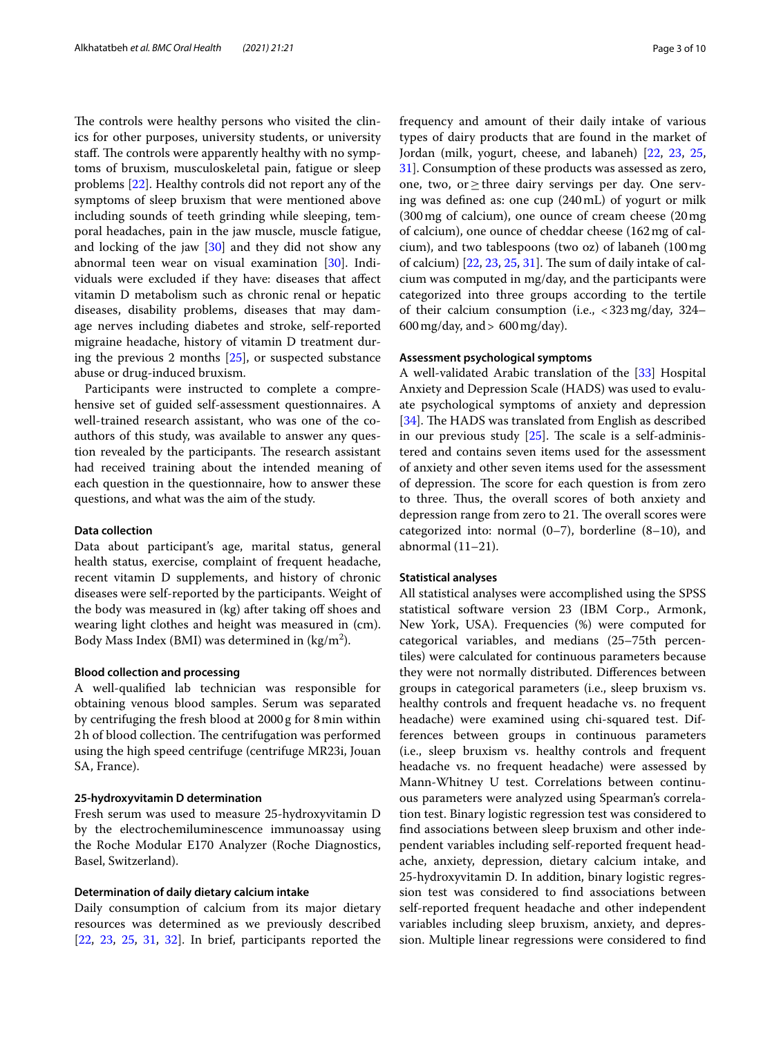The controls were healthy persons who visited the clinics for other purposes, university students, or university staff. The controls were apparently healthy with no symptoms of bruxism, musculoskeletal pain, fatigue or sleep problems [22]. Healthy controls did not report any of the symptoms of sleep bruxism that were mentioned above including sounds of teeth grinding while sleeping, temporal headaches, pain in the jaw muscle, muscle fatigue, and locking of the jaw [30] and they did not show any abnormal teen wear on visual examination [30]. Individuals were excluded if they have: diseases that affect vitamin D metabolism such as chronic renal or hepatic diseases, disability problems, diseases that may damage nerves including diabetes and stroke, self-reported migraine headache, history of vitamin D treatment during the previous 2 months [25], or suspected substance abuse or drug-induced bruxism.

Participants were instructed to complete a comprehensive set of guided self-assessment questionnaires. A well-trained research assistant, who was one of the co-authors of this study, was available to answer any question revealed by the participants. The research assistant had received training about the intended meaning of each question in the questionnaire, how to answer these questions, and what was the aim of the study.

### Data collection

Data about participant's age, marital status, general health status, exercise, complaint of frequent headache, recent vitamin D supplements, and history of chronic diseases were self-reported by the participants. Weight of the body was measured in (kg) after taking off shoes and wearing light clothes and height was measured in (cm). Body Mass Index (BMI) was determined in (kg/m$^2$).

### Blood collection and processing

A well-qualified lab technician was responsible for obtaining venous blood samples. Serum was separated by centrifuging the fresh blood at 2000 g for 8 min within 2 h of blood collection. The centrifugation was performed using the high speed centrifuge (centrifuge MR23i, Jouan SA, France).

### 25-hydroxyvitamin D determination

Fresh serum was used to measure 25-hydroxyvitamin D by the electrochemiluminescence immunoassay using the Roche Modular E170 Analyzer (Roche Diagnostics, Basel, Switzerland).

### Determination of daily dietary calcium intake

Daily consumption of calcium from its major dietary resources was determined as we previously described [22, 23, 25, 31, 32]. In brief, participants reported the frequency and amount of their daily intake of various types of dairy products that are found in the market of Jordan (milk, yogurt, cheese, and labaneh) [22, 23, 25, 31]. Consumption of these products was assessed as zero, one, two, or ≥ three dairy servings per day. One serving was defined as: one cup (240 mL) of yogurt or milk (300 mg of calcium), one ounce of cream cheese (20 mg of calcium), one ounce of cheddar cheese (162 mg of calcium), and two tablespoons (two oz) of labaneh (100 mg of calcium) [22, 23, 25, 31]. The sum of daily intake of calcium was computed in mg/day, and the participants were categorized into three groups according to the tertile of their calcium consumption (i.e., < 323 mg/day, 324–600 mg/day, and > 600 mg/day).

### Assessment psychological symptoms

A well-validated Arabic translation of the [33] Hospital Anxiety and Depression Scale (HADS) was used to evaluate psychological symptoms of anxiety and depression [34]. The HADS was translated from English as described in our previous study [25]. The scale is a self-administered and contains seven items used for the assessment of anxiety and other seven items used for the assessment of depression. The score for each question is from zero to three. Thus, the overall scores of both anxiety and depression range from zero to 21. The overall scores were categorized into: normal (0–7), borderline (8–10), and abnormal (11–21).

### Statistical analyses

All statistical analyses were accomplished using the SPSS statistical software version 23 (IBM Corp., Armonk, New York, USA). Frequencies (%) were computed for categorical variables, and medians (25–75th percentiles) were calculated for continuous parameters because they were not normally distributed. Differences between groups in categorical parameters (i.e., sleep bruxism vs. healthy controls and frequent headache vs. no frequent headache) were examined using chi-squared test. Differences between groups in continuous parameters (i.e., sleep bruxism vs. healthy controls and frequent headache vs. no frequent headache) were assessed by Mann-Whitney U test. Correlations between continuous parameters were analyzed using Spearman's correlation test. Binary logistic regression test was considered to find associations between sleep bruxism and other independent variables including self-reported frequent headache, anxiety, depression, dietary calcium intake, and 25-hydroxyvitamin D. In addition, binary logistic regression test was considered to find associations between self-reported frequent headache and other independent variables including sleep bruxism, anxiety, and depression. Multiple linear regressions were considered to find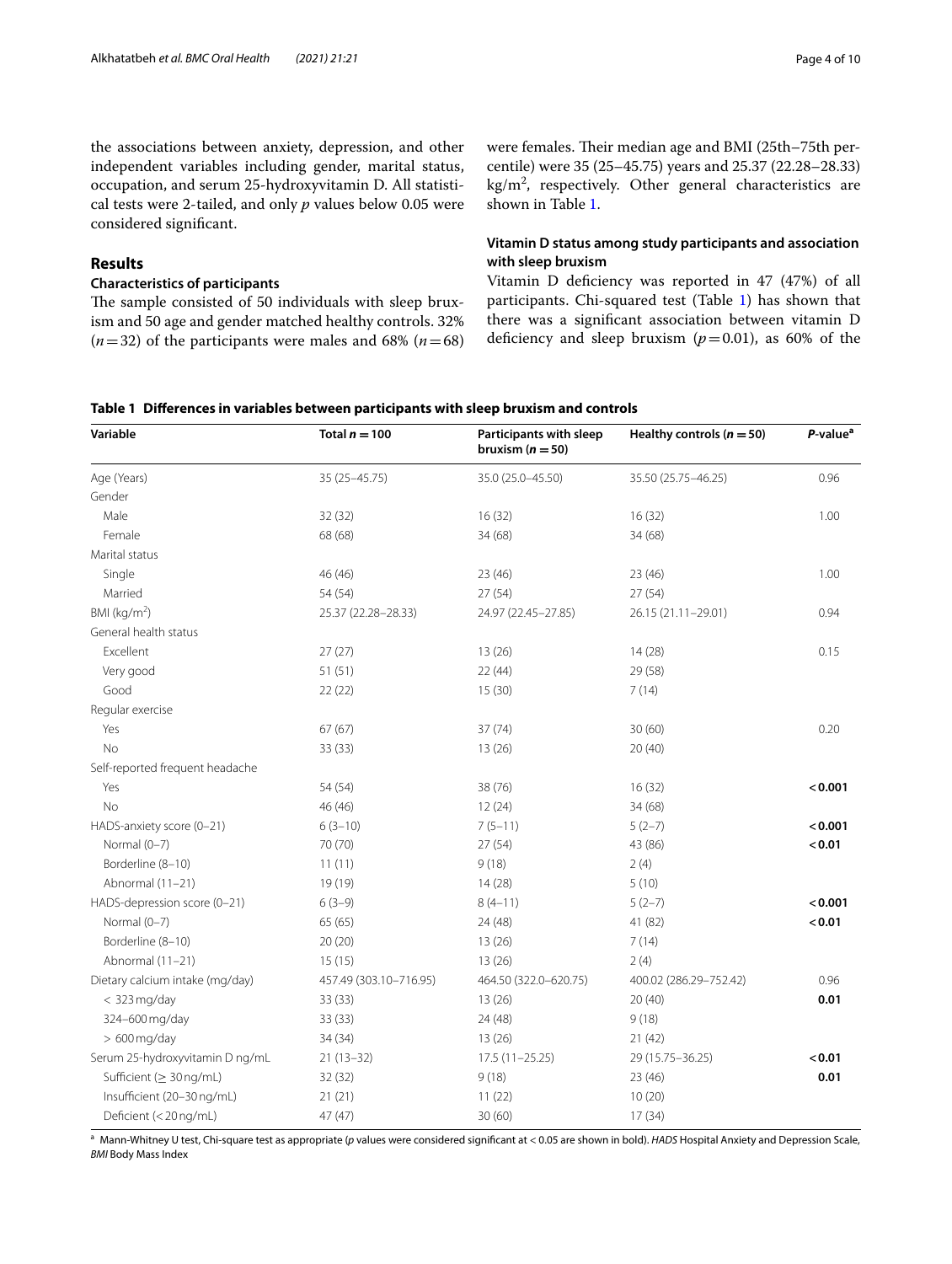the associations between anxiety, depression, and other independent variables including gender, marital status, occupation, and serum 25-hydroxyvitamin D. All statistical tests were 2-tailed, and only *p* values below 0.05 were considered significant.

## Results

### Characteristics of participants

The sample consisted of 50 individuals with sleep bruxism and 50 age and gender matched healthy controls. 32% ($n = 32$) of the participants were males and 68% ($n = 68$) were females. Their median age and BMI (25th–75th percentile) were 35 (25–45.75) years and 25.37 (22.28–28.33) $kg/m^2$, respectively. Other general characteristics are shown in Table 1.

### Vitamin D status among study participants and association with sleep bruxism

Vitamin D deficiency was reported in 47 (47%) of all participants. Chi-squared test (Table 1) has shown that there was a significant association between vitamin D deficiency and sleep bruxism ($p = 0.01$), as 60% of the

**Table 1 Differences in variables between participants with sleep bruxism and controls**

| Variable | Total $n = 100$ | Participants with sleep bruxism ($n = 50$) | Healthy controls ($n = 50$) | *P*-value[a] |
|---|---|---|---|---|
| Age (Years) | 35 (25–45.75) | 35.0 (25.0–45.50) | 35.50 (25.75–46.25) | 0.96 |
| Gender | | | | |
| Male | 32 (32) | 16 (32) | 16 (32) | 1.00 |
| Female | 68 (68) | 34 (68) | 34 (68) | |
| Marital status | | | | |
| Single | 46 (46) | 23 (46) | 23 (46) | 1.00 |
| Married | 54 (54) | 27 (54) | 27 (54) | |
| BMI ($kg/m^2$) | 25.37 (22.28–28.33) | 24.97 (22.45–27.85) | 26.15 (21.11–29.01) | 0.94 |
| General health status | | | | |
| Excellent | 27 (27) | 13 (26) | 14 (28) | 0.15 |
| Very good | 51 (51) | 22 (44) | 29 (58) | |
| Good | 22 (22) | 15 (30) | 7 (14) | |
| Regular exercise | | | | |
| Yes | 67 (67) | 37 (74) | 30 (60) | 0.20 |
| No | 33 (33) | 13 (26) | 20 (40) | |
| Self-reported frequent headache | | | | |
| Yes | 54 (54) | 38 (76) | 16 (32) | **< 0.001** |
| No | 46 (46) | 12 (24) | 34 (68) | |
| HADS-anxiety score (0–21) | 6 (3–10) | 7 (5–11) | 5 (2–7) | **< 0.001** |
| Normal (0–7) | 70 (70) | 27 (54) | 43 (86) | **< 0.01** |
| Borderline (8–10) | 11 (11) | 9 (18) | 2 (4) | |
| Abnormal (11–21) | 19 (19) | 14 (28) | 5 (10) | |
| HADS-depression score (0–21) | 6 (3–9) | 8 (4–11) | 5 (2–7) | **< 0.001** |
| Normal (0–7) | 65 (65) | 24 (48) | 41 (82) | **< 0.01** |
| Borderline (8–10) | 20 (20) | 13 (26) | 7 (14) | |
| Abnormal (11–21) | 15 (15) | 13 (26) | 2 (4) | |
| Dietary calcium intake (mg/day) | 457.49 (303.10–716.95) | 464.50 (322.0–620.75) | 400.02 (286.29–752.42) | 0.96 |
| < 323 mg/day | 33 (33) | 13 (26) | 20 (40) | **0.01** |
| 324–600 mg/day | 33 (33) | 24 (48) | 9 (18) | |
| > 600 mg/day | 34 (34) | 13 (26) | 21 (42) | |
| Serum 25-hydroxyvitamin D ng/mL | 21 (13–32) | 17.5 (11–25.25) | 29 (15.75–36.25) | **< 0.01** |
| Sufficient (≥ 30 ng/mL) | 32 (32) | 9 (18) | 23 (46) | **0.01** |
| Insufficient (20–30 ng/mL) | 21 (21) | 11 (22) | 10 (20) | |
| Deficient (< 20 ng/mL) | 47 (47) | 30 (60) | 17 (34) | |

[a] Mann-Whitney U test, Chi-square test as appropriate (*p* values were considered significant at < 0.05 are shown in bold). *HADS* Hospital Anxiety and Depression Scale, *BMI* Body Mass Index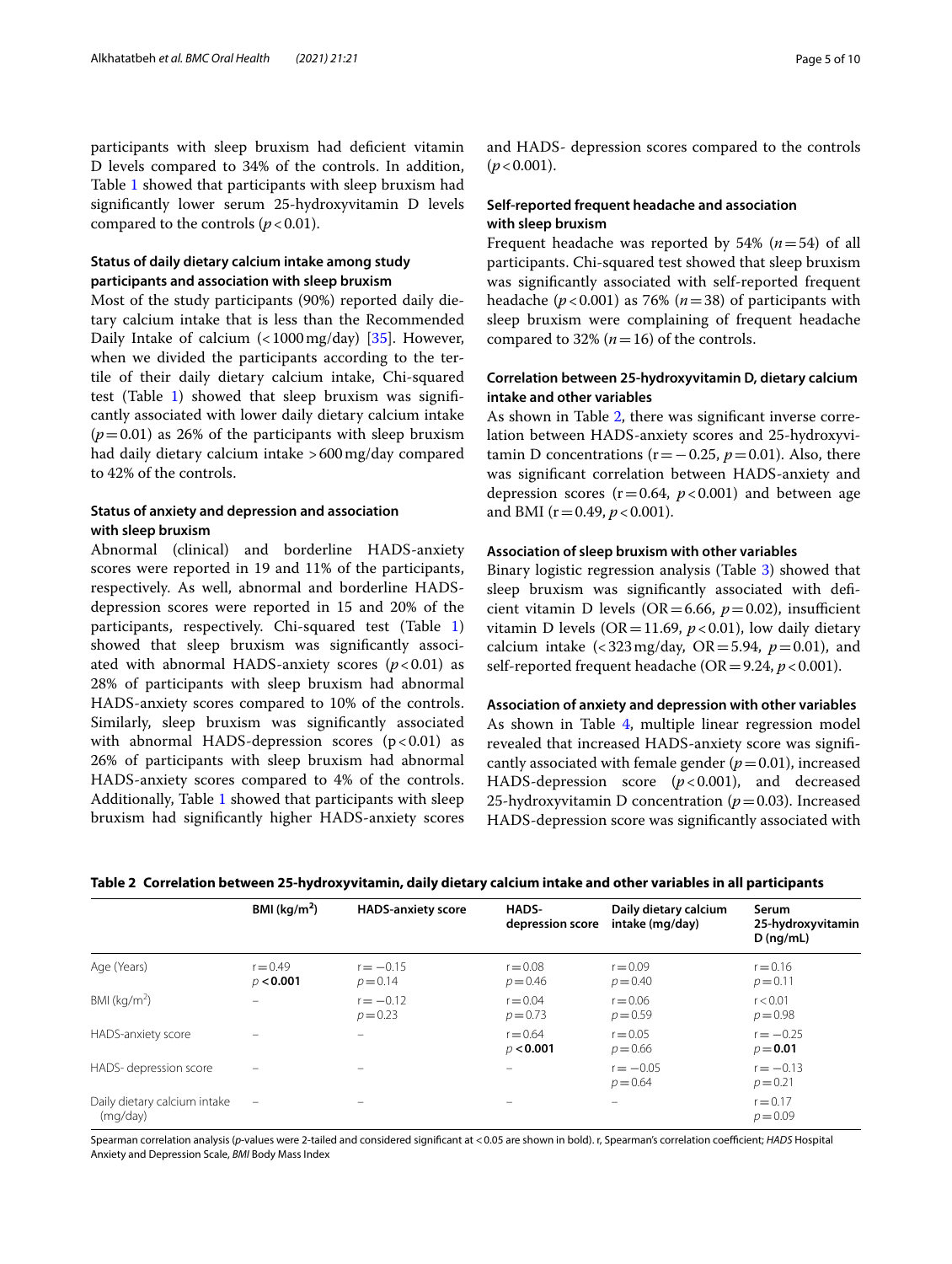participants with sleep bruxism had deficient vitamin D levels compared to 34% of the controls. In addition, Table 1 showed that participants with sleep bruxism had significantly lower serum 25-hydroxyvitamin D levels compared to the controls ($p < 0.01$).

### Status of daily dietary calcium intake among study participants and association with sleep bruxism

Most of the study participants (90%) reported daily dietary calcium intake that is less than the Recommended Daily Intake of calcium (<1000 mg/day) [35]. However, when we divided the participants according to the tertile of their daily dietary calcium intake, Chi-squared test (Table 1) showed that sleep bruxism was significantly associated with lower daily dietary calcium intake ($p = 0.01$) as 26% of the participants with sleep bruxism had daily dietary calcium intake >600 mg/day compared to 42% of the controls.

### Status of anxiety and depression and association with sleep bruxism

Abnormal (clinical) and borderline HADS-anxiety scores were reported in 19 and 11% of the participants, respectively. As well, abnormal and borderline HADS-depression scores were reported in 15 and 20% of the participants, respectively. Chi-squared test (Table 1) showed that sleep bruxism was significantly associated with abnormal HADS-anxiety scores ($p < 0.01$) as 28% of participants with sleep bruxism had abnormal HADS-anxiety scores compared to 10% of the controls. Similarly, sleep bruxism was significantly associated with abnormal HADS-depression scores ($p < 0.01$) as 26% of participants with sleep bruxism had abnormal HADS-anxiety scores compared to 4% of the controls. Additionally, Table 1 showed that participants with sleep bruxism had significantly higher HADS-anxiety scores and HADS- depression scores compared to the controls ($p < 0.001$).

### Self-reported frequent headache and association with sleep bruxism

Frequent headache was reported by 54% ($n = 54$) of all participants. Chi-squared test showed that sleep bruxism was significantly associated with self-reported frequent headache ($p < 0.001$) as 76% ($n = 38$) of participants with sleep bruxism were complaining of frequent headache compared to 32% ($n = 16$) of the controls.

### Correlation between 25-hydroxyvitamin D, dietary calcium intake and other variables

As shown in Table 2, there was significant inverse correlation between HADS-anxiety scores and 25-hydroxyvitamin D concentrations ($r = -0.25$, $p = 0.01$). Also, there was significant correlation between HADS-anxiety and depression scores ($r = 0.64$, $p < 0.001$) and between age and BMI ($r = 0.49$, $p < 0.001$).

### Association of sleep bruxism with other variables

Binary logistic regression analysis (Table 3) showed that sleep bruxism was significantly associated with deficient vitamin D levels (OR = 6.66, $p = 0.02$), insufficient vitamin D levels (OR = 11.69, $p < 0.01$), low daily dietary calcium intake (<323 mg/day, OR = 5.94, $p = 0.01$), and self-reported frequent headache (OR = 9.24, $p < 0.001$).

### Association of anxiety and depression with other variables

As shown in Table 4, multiple linear regression model revealed that increased HADS-anxiety score was significantly associated with female gender ($p = 0.01$), increased HADS-depression score ($p < 0.001$), and decreased 25-hydroxyvitamin D concentration ($p = 0.03$). Increased HADS-depression score was significantly associated with

**Table 2 Correlation between 25-hydroxyvitamin, daily dietary calcium intake and other variables in all participants**

| | BMI (kg/m$^2$) | HADS-anxiety score | HADS-depression score | Daily dietary calcium intake (mg/day) | Serum 25-hydroxyvitamin D (ng/mL) |
|---|---|---|---|---|---|
| Age (Years) | $r = 0.49$<br>$p$ **< 0.001** | $r = -0.15$<br>$p = 0.14$ | $r = 0.08$<br>$p = 0.46$ | $r = 0.09$<br>$p = 0.40$ | $r = 0.16$<br>$p = 0.11$ |
| BMI (kg/m$^2$) | – | $r = -0.12$<br>$p = 0.23$ | $r = 0.04$<br>$p = 0.73$ | $r = 0.06$<br>$p = 0.59$ | $r < 0.01$<br>$p = 0.98$ |
| HADS-anxiety score | – | – | $r = 0.64$<br>$p$ **< 0.001** | $r = 0.05$<br>$p = 0.66$ | $r = -0.25$<br>$p =$ **0.01** |
| HADS- depression score | – | – | – | $r = -0.05$<br>$p = 0.64$ | $r = -0.13$<br>$p = 0.21$ |
| Daily dietary calcium intake (mg/day) | – | – | – | – | $r = 0.17$<br>$p = 0.09$ |

Spearman correlation analysis (*p*-values were 2-tailed and considered significant at <0.05 are shown in bold). r, Spearman's correlation coefficient; *HADS* Hospital Anxiety and Depression Scale, *BMI* Body Mass Index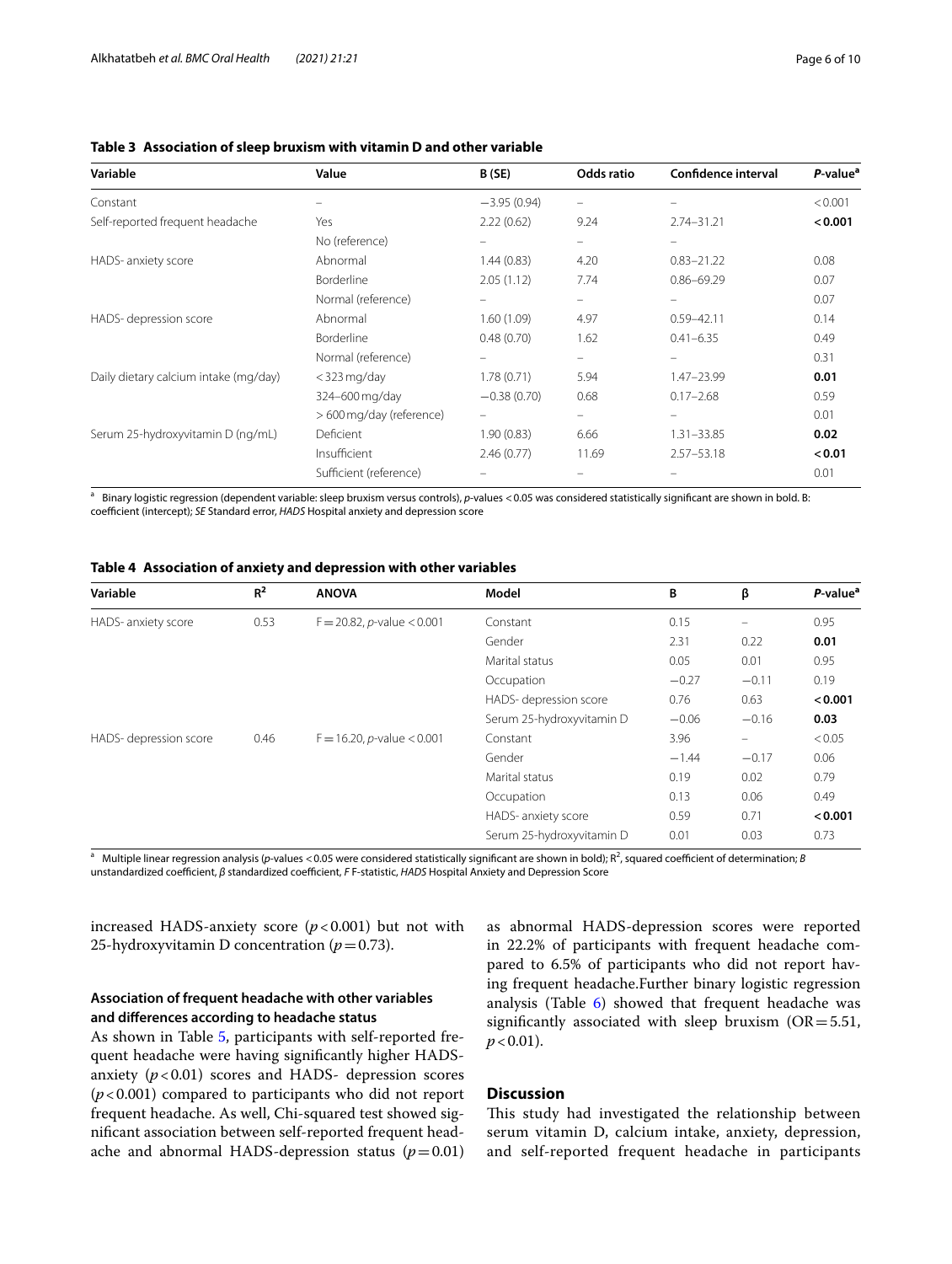**Table 3 Association of sleep bruxism with vitamin D and other variable**

| Variable | Value | B (SE) | Odds ratio | Confidence interval | *P*-value[a] |
|---|---|---|---|---|---|
| Constant | – | −3.95 (0.94) | – | – | < 0.001 |
| Self-reported frequent headache | Yes | 2.22 (0.62) | 9.24 | 2.74–31.21 | **< 0.001** |
| | No (reference) | – | – | – | |
| HADS- anxiety score | Abnormal | 1.44 (0.83) | 4.20 | 0.83–21.22 | 0.08 |
| | Borderline | 2.05 (1.12) | 7.74 | 0.86–69.29 | 0.07 |
| | Normal (reference) | – | – | – | 0.07 |
| HADS- depression score | Abnormal | 1.60 (1.09) | 4.97 | 0.59–42.11 | 0.14 |
| | Borderline | 0.48 (0.70) | 1.62 | 0.41–6.35 | 0.49 |
| | Normal (reference) | – | – | – | 0.31 |
| Daily dietary calcium intake (mg/day) | < 323 mg/day | 1.78 (0.71) | 5.94 | 1.47–23.99 | **0.01** |
| | 324–600 mg/day | −0.38 (0.70) | 0.68 | 0.17–2.68 | 0.59 |
| | > 600 mg/day (reference) | – | – | – | 0.01 |
| Serum 25-hydroxyvitamin D (ng/mL) | Deficient | 1.90 (0.83) | 6.66 | 1.31–33.85 | **0.02** |
| | Insufficient | 2.46 (0.77) | 11.69 | 2.57–53.18 | **< 0.01** |
| | Sufficient (reference) | – | – | – | 0.01 |

[a] Binary logistic regression (dependent variable: sleep bruxism versus controls), *p*-values < 0.05 was considered statistically significant are shown in bold. B: coefficient (intercept); *SE* Standard error, *HADS* Hospital anxiety and depression score

**Table 4 Association of anxiety and depression with other variables**

| Variable | $R^2$ | ANOVA | Model | B | β | *P*-value[a] |
|---|---|---|---|---|---|---|
| HADS- anxiety score | 0.53 | $F = 20.82$, $p$-value $< 0.001$ | Constant | 0.15 | – | 0.95 |
| | | | Gender | 2.31 | 0.22 | **0.01** |
| | | | Marital status | 0.05 | 0.01 | 0.95 |
| | | | Occupation | −0.27 | −0.11 | 0.19 |
| | | | HADS- depression score | 0.76 | 0.63 | **< 0.001** |
| | | | Serum 25-hydroxyvitamin D | −0.06 | −0.16 | **0.03** |
| HADS- depression score | 0.46 | $F = 16.20$, $p$-value $< 0.001$ | Constant | 3.96 | – | < 0.05 |
| | | | Gender | −1.44 | −0.17 | 0.06 |
| | | | Marital status | 0.19 | 0.02 | 0.79 |
| | | | Occupation | 0.13 | 0.06 | 0.49 |
| | | | HADS- anxiety score | 0.59 | 0.71 | **< 0.001** |
| | | | Serum 25-hydroxyvitamin D | 0.01 | 0.03 | 0.73 |

[a] Multiple linear regression analysis (*p*-values < 0.05 were considered statistically significant are shown in bold); $R^2$, squared coefficient of determination; *B* unstandardized coefficient, *β* standardized coefficient, *F* F-statistic, *HADS* Hospital Anxiety and Depression Score

increased HADS-anxiety score ($p < 0.001$) but not with 25-hydroxyvitamin D concentration ($p = 0.73$).

### Association of frequent headache with other variables and differences according to headache status

As shown in Table 5, participants with self-reported frequent headache were having significantly higher HADS-anxiety ($p < 0.01$) scores and HADS- depression scores ($p < 0.001$) compared to participants who did not report frequent headache. As well, Chi-squared test showed significant association between self-reported frequent headache and abnormal HADS-depression status ($p = 0.01$) as abnormal HADS-depression scores were reported in 22.2% of participants with frequent headache compared to 6.5% of participants who did not report having frequent headache.Further binary logistic regression analysis (Table 6) showed that frequent headache was significantly associated with sleep bruxism (OR = 5.51, $p < 0.01$).

## Discussion

This study had investigated the relationship between serum vitamin D, calcium intake, anxiety, depression, and self-reported frequent headache in participants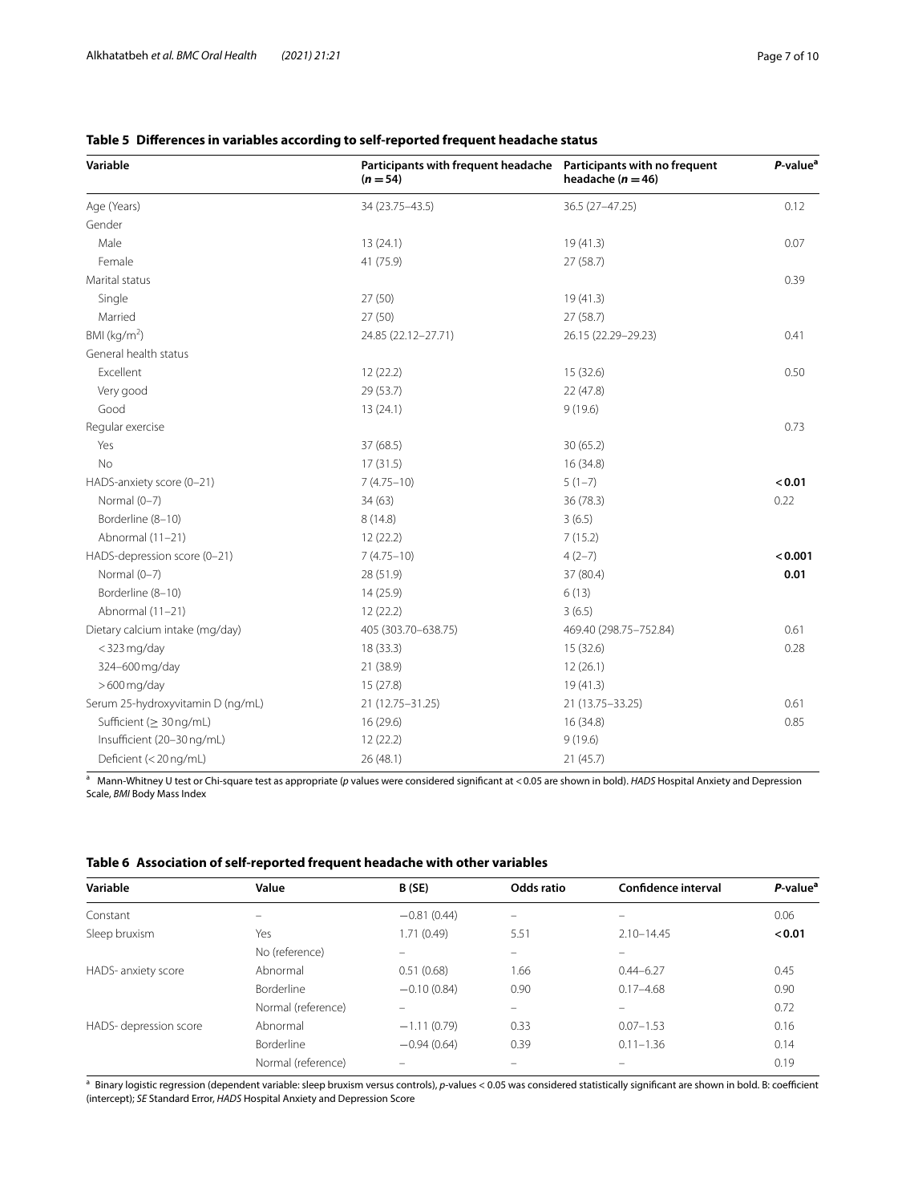**Table 5 Differences in variables according to self-reported frequent headache status**

| Variable | Participants with frequent headache (*n* = 54) | Participants with no frequent headache (*n* = 46) | *P*-value[a] |
|---|---|---|---|
| Age (Years) | 34 (23.75–43.5) | 36.5 (27–47.25) | 0.12 |
| Gender | | | |
| Male | 13 (24.1) | 19 (41.3) | 0.07 |
| Female | 41 (75.9) | 27 (58.7) | |
| Marital status | | | 0.39 |
| Single | 27 (50) | 19 (41.3) | |
| Married | 27 (50) | 27 (58.7) | |
| BMI (kg/m$^2$) | 24.85 (22.12–27.71) | 26.15 (22.29–29.23) | 0.41 |
| General health status | | | |
| Excellent | 12 (22.2) | 15 (32.6) | 0.50 |
| Very good | 29 (53.7) | 22 (47.8) | |
| Good | 13 (24.1) | 9 (19.6) | |
| Regular exercise | | | 0.73 |
| Yes | 37 (68.5) | 30 (65.2) | |
| No | 17 (31.5) | 16 (34.8) | |
| HADS-anxiety score (0–21) | 7 (4.75–10) | 5 (1–7) | **< 0.01** |
| Normal (0–7) | 34 (63) | 36 (78.3) | 0.22 |
| Borderline (8–10) | 8 (14.8) | 3 (6.5) | |
| Abnormal (11–21) | 12 (22.2) | 7 (15.2) | |
| HADS-depression score (0–21) | 7 (4.75–10) | 4 (2–7) | **< 0.001** |
| Normal (0–7) | 28 (51.9) | 37 (80.4) | **0.01** |
| Borderline (8–10) | 14 (25.9) | 6 (13) | |
| Abnormal (11–21) | 12 (22.2) | 3 (6.5) | |
| Dietary calcium intake (mg/day) | 405 (303.70–638.75) | 469.40 (298.75–752.84) | 0.61 |
| < 323 mg/day | 18 (33.3) | 15 (32.6) | 0.28 |
| 324–600 mg/day | 21 (38.9) | 12 (26.1) | |
| > 600 mg/day | 15 (27.8) | 19 (41.3) | |
| Serum 25-hydroxyvitamin D (ng/mL) | 21 (12.75–31.25) | 21 (13.75–33.25) | 0.61 |
| Sufficient (≥ 30 ng/mL) | 16 (29.6) | 16 (34.8) | 0.85 |
| Insufficient (20–30 ng/mL) | 12 (22.2) | 9 (19.6) | |
| Deficient (< 20 ng/mL) | 26 (48.1) | 21 (45.7) | |

[a] Mann-Whitney U test or Chi-square test as appropriate (*p* values were considered significant at < 0.05 are shown in bold). *HADS* Hospital Anxiety and Depression Scale, *BMI* Body Mass Index

**Table 6 Association of self-reported frequent headache with other variables**

| Variable | Value | B (SE) | Odds ratio | Confidence interval | *P*-value[a] |
|---|---|---|---|---|---|
| Constant | – | −0.81 (0.44) | – | – | 0.06 |
| Sleep bruxism | Yes | 1.71 (0.49) | 5.51 | 2.10–14.45 | **< 0.01** |
| | No (reference) | – | – | – | |
| HADS- anxiety score | Abnormal | 0.51 (0.68) | 1.66 | 0.44–6.27 | 0.45 |
| | Borderline | −0.10 (0.84) | 0.90 | 0.17–4.68 | 0.90 |
| | Normal (reference) | – | – | – | 0.72 |
| HADS- depression score | Abnormal | −1.11 (0.79) | 0.33 | 0.07–1.53 | 0.16 |
| | Borderline | −0.94 (0.64) | 0.39 | 0.11–1.36 | 0.14 |
| | Normal (reference) | – | – | – | 0.19 |

[a] Binary logistic regression (dependent variable: sleep bruxism versus controls), *p*-values < 0.05 was considered statistically significant are shown in bold. B: coefficient (intercept); *SE* Standard Error, *HADS* Hospital Anxiety and Depression Score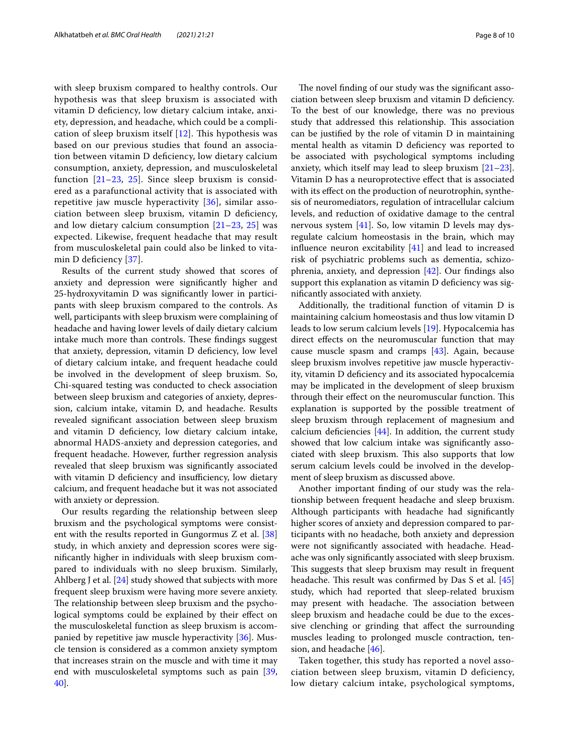with sleep bruxism compared to healthy controls. Our hypothesis was that sleep bruxism is associated with vitamin D deficiency, low dietary calcium intake, anxiety, depression, and headache, which could be a complication of sleep bruxism itself [12]. This hypothesis was based on our previous studies that found an association between vitamin D deficiency, low dietary calcium consumption, anxiety, depression, and musculoskeletal function [21–23, 25]. Since sleep bruxism is considered as a parafunctional activity that is associated with repetitive jaw muscle hyperactivity [36], similar association between sleep bruxism, vitamin D deficiency, and low dietary calcium consumption [21–23, 25] was expected. Likewise, frequent headache that may result from musculoskeletal pain could also be linked to vitamin D deficiency [37].

Results of the current study showed that scores of anxiety and depression were significantly higher and 25-hydroxyvitamin D was significantly lower in participants with sleep bruxism compared to the controls. As well, participants with sleep bruxism were complaining of headache and having lower levels of daily dietary calcium intake much more than controls. These findings suggest that anxiety, depression, vitamin D deficiency, low level of dietary calcium intake, and frequent headache could be involved in the development of sleep bruxism. So, Chi-squared testing was conducted to check association between sleep bruxism and categories of anxiety, depression, calcium intake, vitamin D, and headache. Results revealed significant association between sleep bruxism and vitamin D deficiency, low dietary calcium intake, abnormal HADS-anxiety and depression categories, and frequent headache. However, further regression analysis revealed that sleep bruxism was significantly associated with vitamin D deficiency and insufficiency, low dietary calcium, and frequent headache but it was not associated with anxiety or depression.

Our results regarding the relationship between sleep bruxism and the psychological symptoms were consistent with the results reported in Gungormus Z et al. [38] study, in which anxiety and depression scores were significantly higher in individuals with sleep bruxism compared to individuals with no sleep bruxism. Similarly, Ahlberg J et al. [24] study showed that subjects with more frequent sleep bruxism were having more severe anxiety. The relationship between sleep bruxism and the psychological symptoms could be explained by their effect on the musculoskeletal function as sleep bruxism is accompanied by repetitive jaw muscle hyperactivity [36]. Muscle tension is considered as a common anxiety symptom that increases strain on the muscle and with time it may end with musculoskeletal symptoms such as pain [39, 40].

The novel finding of our study was the significant association between sleep bruxism and vitamin D deficiency. To the best of our knowledge, there was no previous study that addressed this relationship. This association can be justified by the role of vitamin D in maintaining mental health as vitamin D deficiency was reported to be associated with psychological symptoms including anxiety, which itself may lead to sleep bruxism [21–23]. Vitamin D has a neuroprotective effect that is associated with its effect on the production of neurotrophin, synthesis of neuromediators, regulation of intracellular calcium levels, and reduction of oxidative damage to the central nervous system [41]. So, low vitamin D levels may dysregulate calcium homeostasis in the brain, which may influence neuron excitability [41] and lead to increased risk of psychiatric problems such as dementia, schizophrenia, anxiety, and depression [42]. Our findings also support this explanation as vitamin D deficiency was significantly associated with anxiety.

Additionally, the traditional function of vitamin D is maintaining calcium homeostasis and thus low vitamin D leads to low serum calcium levels [19]. Hypocalcemia has direct effects on the neuromuscular function that may cause muscle spasm and cramps [43]. Again, because sleep bruxism involves repetitive jaw muscle hyperactivity, vitamin D deficiency and its associated hypocalcemia may be implicated in the development of sleep bruxism through their effect on the neuromuscular function. This explanation is supported by the possible treatment of sleep bruxism through replacement of magnesium and calcium deficiencies [44]. In addition, the current study showed that low calcium intake was significantly associated with sleep bruxism. This also supports that low serum calcium levels could be involved in the development of sleep bruxism as discussed above.

Another important finding of our study was the relationship between frequent headache and sleep bruxism. Although participants with headache had significantly higher scores of anxiety and depression compared to participants with no headache, both anxiety and depression were not significantly associated with headache. Headache was only significantly associated with sleep bruxism. This suggests that sleep bruxism may result in frequent headache. This result was confirmed by Das S et al. [45] study, which had reported that sleep-related bruxism may present with headache. The association between sleep bruxism and headache could be due to the excessive clenching or grinding that affect the surrounding muscles leading to prolonged muscle contraction, tension, and headache [46].

Taken together, this study has reported a novel association between sleep bruxism, vitamin D deficiency, low dietary calcium intake, psychological symptoms,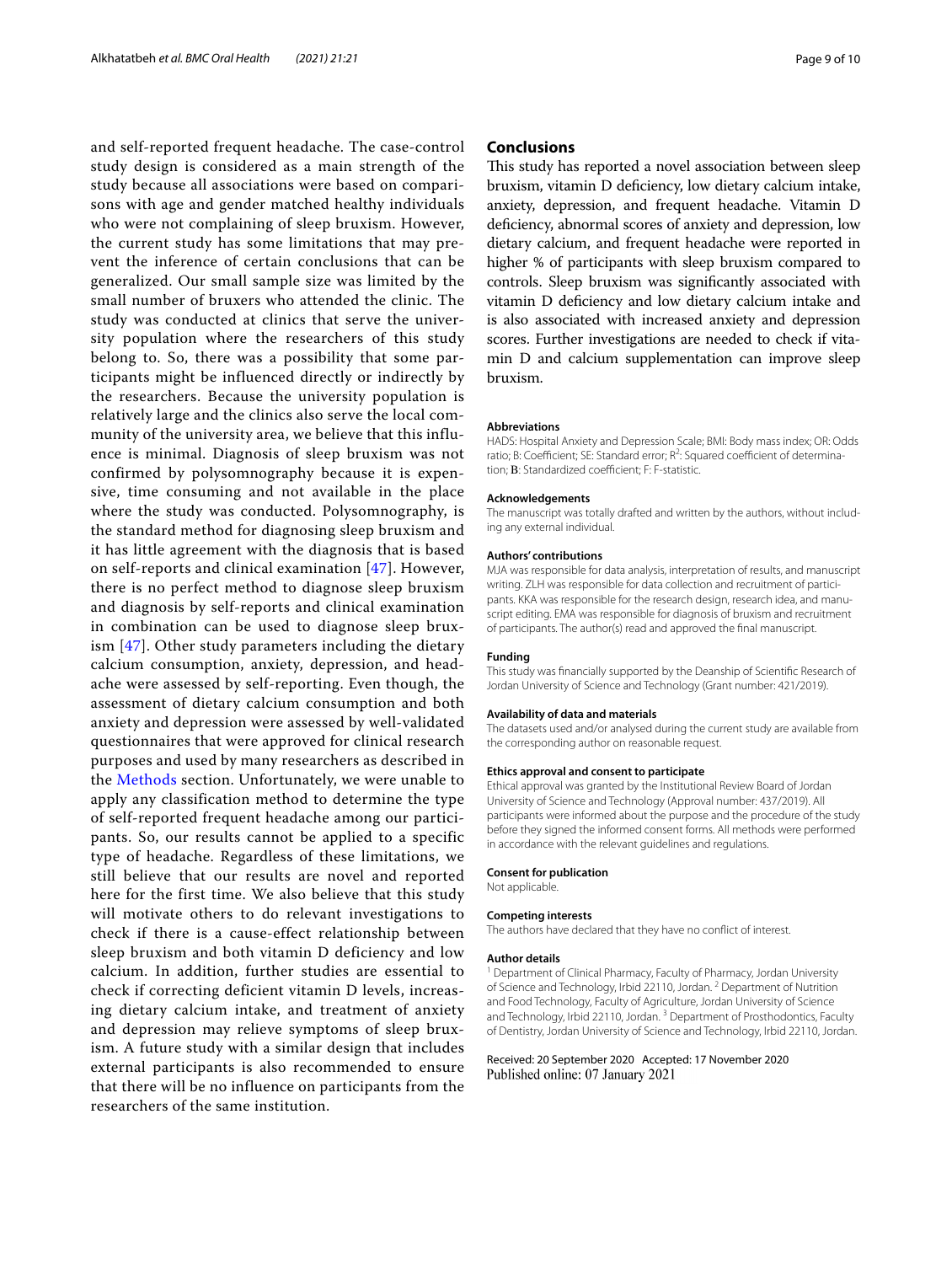and self-reported frequent headache. The case-control study design is considered as a main strength of the study because all associations were based on comparisons with age and gender matched healthy individuals who were not complaining of sleep bruxism. However, the current study has some limitations that may prevent the inference of certain conclusions that can be generalized. Our small sample size was limited by the small number of bruxers who attended the clinic. The study was conducted at clinics that serve the university population where the researchers of this study belong to. So, there was a possibility that some participants might be influenced directly or indirectly by the researchers. Because the university population is relatively large and the clinics also serve the local community of the university area, we believe that this influence is minimal. Diagnosis of sleep bruxism was not confirmed by polysomnography because it is expensive, time consuming and not available in the place where the study was conducted. Polysomnography, is the standard method for diagnosing sleep bruxism and it has little agreement with the diagnosis that is based on self-reports and clinical examination [47]. However, there is no perfect method to diagnose sleep bruxism and diagnosis by self-reports and clinical examination in combination can be used to diagnose sleep bruxism [47]. Other study parameters including the dietary calcium consumption, anxiety, depression, and headache were assessed by self-reporting. Even though, the assessment of dietary calcium consumption and both anxiety and depression were assessed by well-validated questionnaires that were approved for clinical research purposes and used by many researchers as described in the Methods section. Unfortunately, we were unable to apply any classification method to determine the type of self-reported frequent headache among our participants. So, our results cannot be applied to a specific type of headache. Regardless of these limitations, we still believe that our results are novel and reported here for the first time. We also believe that this study will motivate others to do relevant investigations to check if there is a cause-effect relationship between sleep bruxism and both vitamin D deficiency and low calcium. In addition, further studies are essential to check if correcting deficient vitamin D levels, increasing dietary calcium intake, and treatment of anxiety and depression may relieve symptoms of sleep bruxism. A future study with a similar design that includes external participants is also recommended to ensure that there will be no influence on participants from the researchers of the same institution.

## Conclusions

This study has reported a novel association between sleep bruxism, vitamin D deficiency, low dietary calcium intake, anxiety, depression, and frequent headache. Vitamin D deficiency, abnormal scores of anxiety and depression, low dietary calcium, and frequent headache were reported in higher % of participants with sleep bruxism compared to controls. Sleep bruxism was significantly associated with vitamin D deficiency and low dietary calcium intake and is also associated with increased anxiety and depression scores. Further investigations are needed to check if vitamin D and calcium supplementation can improve sleep bruxism.

#### Abbreviations

HADS: Hospital Anxiety and Depression Scale; BMI: Body mass index; OR: Odds ratio; B: Coefficient; SE: Standard error; $R^2$: Squared coefficient of determination; **B**: Standardized coefficient; F: F-statistic.

#### Acknowledgements

The manuscript was totally drafted and written by the authors, without including any external individual.

#### Authors' contributions

MJA was responsible for data analysis, interpretation of results, and manuscript writing. ZLH was responsible for data collection and recruitment of participants. KKA was responsible for the research design, research idea, and manuscript editing. EMA was responsible for diagnosis of bruxism and recruitment of participants. The author(s) read and approved the final manuscript.

#### Funding

This study was financially supported by the Deanship of Scientific Research of Jordan University of Science and Technology (Grant number: 421/2019).

#### Availability of data and materials

The datasets used and/or analysed during the current study are available from the corresponding author on reasonable request.

#### Ethics approval and consent to participate

Ethical approval was granted by the Institutional Review Board of Jordan University of Science and Technology (Approval number: 437/2019). All participants were informed about the purpose and the procedure of the study before they signed the informed consent forms. All methods were performed in accordance with the relevant guidelines and regulations.

#### Consent for publication

Not applicable.

#### Competing interests

The authors have declared that they have no conflict of interest.

#### Author details

[1] Department of Clinical Pharmacy, Faculty of Pharmacy, Jordan University of Science and Technology, Irbid 22110, Jordan. [2] Department of Nutrition and Food Technology, Faculty of Agriculture, Jordan University of Science and Technology, Irbid 22110, Jordan. [3] Department of Prosthodontics, Faculty of Dentistry, Jordan University of Science and Technology, Irbid 22110, Jordan.

Received: 20 September 2020 Accepted: 17 November 2020
Published online: 07 January 2021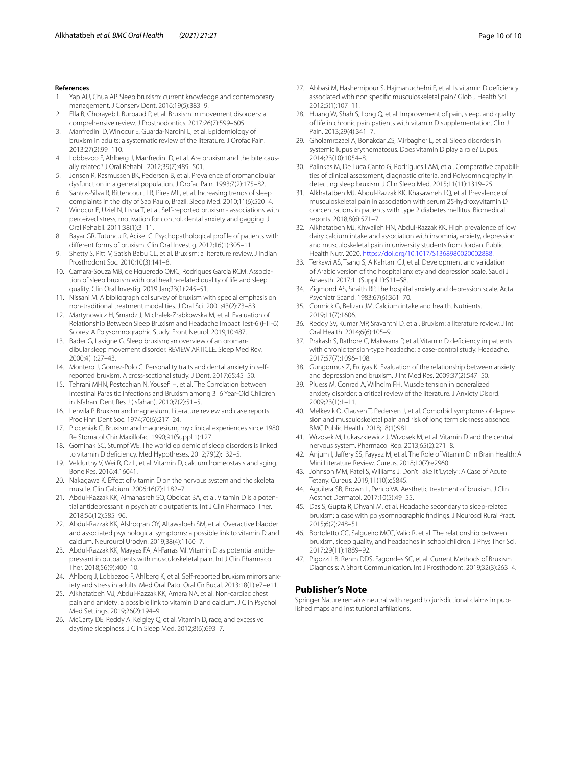## References

1. Yap AU, Chua AP. Sleep bruxism: current knowledge and contemporary management. J Conserv Dent. 2016;19(5):383–9.
2. Ella B, Ghorayeb I, Burbaud P, et al. Bruxism in movement disorders: a comprehensive review. J Prosthodontics. 2017;26(7):599–605.
3. Manfredini D, Winocur E, Guarda-Nardini L, et al. Epidemiology of bruxism in adults: a systematic review of the literature. J Orofac Pain. 2013;27(2):99–110.
4. Lobbezoo F, Ahlberg J, Manfredini D, et al. Are bruxism and the bite causally related? J Oral Rehabil. 2012;39(7):489–501.
5. Jensen R, Rasmussen BK, Pedersen B, et al. Prevalence of oromandibular dysfunction in a general population. J Orofac Pain. 1993;7(2):175–82.
6. Santos-Silva R, Bittencourt LR, Pires ML, et al. Increasing trends of sleep complaints in the city of Sao Paulo, Brazil. Sleep Med. 2010;11(6):520–4.
7. Winocur E, Uziel N, Lisha T, et al. Self-reported bruxism - associations with perceived stress, motivation for control, dental anxiety and gagging. J Oral Rehabil. 2011;38(1):3–11.
8. Bayar GR, Tutuncu R, Acikel C. Psychopathological profile of patients with different forms of bruxism. Clin Oral Investig. 2012;16(1):305–11.
9. Shetty S, Pitti V, Satish Babu CL, et al. Bruxism: a literature review. J Indian Prosthodont Soc. 2010;10(3):141–8.
10. Camara-Souza MB, de Figueredo OMC, Rodrigues Garcia RCM. Association of sleep bruxism with oral health-related quality of life and sleep quality. Clin Oral Investig. 2019 Jan;23(1):245–51.
11. Nissani M. A bibliographical survey of bruxism with special emphasis on non-traditional treatment modalities. J Oral Sci. 2001;43(2):73–83.
12. Martynowicz H, Smardz J, Michalek-Zrabkowska M, et al. Evaluation of Relationship Between Sleep Bruxism and Headache Impact Test-6 (HIT-6) Scores: A Polysomnographic Study. Front Neurol. 2019;10:487.
13. Bader G, Lavigne G. Sleep bruxism; an overview of an oromandibular sleep movement disorder. REVIEW ARTICLE. Sleep Med Rev. 2000;4(1):27–43.
14. Montero J, Gomez-Polo C. Personality traits and dental anxiety in self-reported bruxism. A cross-sectional study. J Dent. 2017;65:45–50.
15. Tehrani MHN, Pestechian N, Yousefi H, et al. The Correlation between Intestinal Parasitic Infections and Bruxism among 3–6 Year-Old Children in Isfahan. Dent Res J (Isfahan). 2010;7(2):51–5.
16. Lehvila P. Bruxism and magnesium. Literature review and case reports. Proc Finn Dent Soc. 1974;70(6):217–24.
17. Ploceniak C. Bruxism and magnesium, my clinical experiences since 1980. Re Stomatol Chir Maxillofac. 1990;91(Suppl 1):127.
18. Gominak SC, Stumpf WE. The world epidemic of sleep disorders is linked to vitamin D deficiency. Med Hypotheses. 2012;79(2):132–5.
19. Veldurthy V, Wei R, Oz L, et al. Vitamin D, calcium homeostasis and aging. Bone Res. 2016;4:16041.
20. Nakagawa K. Effect of vitamin D on the nervous system and the skeletal muscle. Clin Calcium. 2006;16(7):1182–7.
21. Abdul-Razzak KK, Almanasrah SO, Obeidat BA, et al. Vitamin D is a potential antidepressant in psychiatric outpatients. Int J Clin Pharmacol Ther. 2018;56(12):585–96.
22. Abdul-Razzak KK, Alshogran OY, Altawalbeh SM, et al. Overactive bladder and associated psychological symptoms: a possible link to vitamin D and calcium. Neurourol Urodyn. 2019;38(4):1160–7.
23. Abdul-Razzak KK, Mayyas FA, Al-Farras MI. Vitamin D as potential antidepressant in outpatients with musculoskeletal pain. Int J Clin Pharmacol Ther. 2018;56(9):400–10.
24. Ahlberg J, Lobbezoo F, Ahlberg K, et al. Self-reported bruxism mirrors anxiety and stress in adults. Med Oral Patol Oral Cir Bucal. 2013;18(1):e7–e11.
25. Alkhatatbeh MJ, Abdul-Razzak KK, Amara NA, et al. Non-cardiac chest pain and anxiety: a possible link to vitamin D and calcium. J Clin Psychol Med Settings. 2019;26(2):194–9.
26. McCarty DE, Reddy A, Keigley Q, et al. Vitamin D, race, and excessive daytime sleepiness. J Clin Sleep Med. 2012;8(6):693–7.
27. Abbasi M, Hashemipour S, Hajmanuchehri F, et al. Is vitamin D deficiency associated with non specific musculoskeletal pain? Glob J Health Sci. 2012;5(1):107–11.
28. Huang W, Shah S, Long Q, et al. Improvement of pain, sleep, and quality of life in chronic pain patients with vitamin D supplementation. Clin J Pain. 2013;29(4):341–7.
29. Gholamrezaei A, Bonakdar ZS, Mirbagher L, et al. Sleep disorders in systemic lupus erythematosus. Does vitamin D play a role? Lupus. 2014;23(10):1054–8.
30. Palinkas M, De Luca Canto G, Rodrigues LAM, et al. Comparative capabilities of clinical assessment, diagnostic criteria, and Polysomnography in detecting sleep bruxism. J Clin Sleep Med. 2015;11(11):1319–25.
31. Alkhatatbeh MJ, Abdul-Razzak KK, Khasawneh LQ, et al. Prevalence of musculoskeletal pain in association with serum 25-hydroxyvitamin D concentrations in patients with type 2 diabetes mellitus. Biomedical reports. 2018;8(6):571–7.
32. Alkhatatbeh MJ, Khwaileh HN, Abdul-Razzak KK. High prevalence of low dairy calcium intake and association with insomnia, anxiety, depression and musculoskeletal pain in university students from Jordan. Public Health Nutr. 2020. https://doi.org/10.1017/S1368980020002888.
33. Terkawi AS, Tsang S, AlKahtani GJ, et al. Development and validation of Arabic version of the hospital anxiety and depression scale. Saudi J Anaesth. 2017;11(Suppl 1):S11–S8.
34. Zigmond AS, Snaith RP. The hospital anxiety and depression scale. Acta Psychiatr Scand. 1983;67(6):361–70.
35. Cormick G, Belizan JM. Calcium intake and health. Nutrients. 2019;11(7):1606.
36. Reddy SV, Kumar MP, Sravanthi D, et al. Bruxism: a literature review. J Int Oral Health. 2014;6(6):105–9.
37. Prakash S, Rathore C, Makwana P, et al. Vitamin D deficiency in patients with chronic tension-type headache: a case-control study. Headache. 2017;57(7):1096–108.
38. Gungormus Z, Erciyas K. Evaluation of the relationship between anxiety and depression and bruxism. J Int Med Res. 2009;37(2):547–50.
39. Pluess M, Conrad A, Wilhelm FH. Muscle tension in generalized anxiety disorder: a critical review of the literature. J Anxiety Disord. 2009;23(1):1–11.
40. Melkevik O, Clausen T, Pedersen J, et al. Comorbid symptoms of depression and musculoskeletal pain and risk of long term sickness absence. BMC Public Health. 2018;18(1):981.
41. Wrzosek M, Lukaszkiewicz J, Wrzosek M, et al. Vitamin D and the central nervous system. Pharmacol Rep. 2013;65(2):271–8.
42. Anjum I, Jaffery SS, Fayyaz M, et al. The Role of Vitamin D in Brain Health: A Mini Literature Review. Cureus. 2018;10(7):e2960.
43. Johnson MM, Patel S, Williams J. Don't Take It 'Lytely': A Case of Acute Tetany. Cureus. 2019;11(10):e5845.
44. Aguilera SB, Brown L, Perico VA. Aesthetic treatment of bruxism. J Clin Aesthet Dermatol. 2017;10(5):49–55.
45. Das S, Gupta R, Dhyani M, et al. Headache secondary to sleep-related bruxism: a case with polysomnographic findings. J Neurosci Rural Pract. 2015;6(2):248–51.
46. Bortoletto CC, Salgueiro MCC, Valio R, et al. The relationship between bruxism, sleep quality, and headaches in schoolchildren. J Phys Ther Sci. 2017;29(11):1889–92.
47. Pigozzi LB, Rehm DDS, Fagondes SC, et al. Current Methods of Bruxism Diagnosis: A Short Communication. Int J Prosthodont. 2019;32(3):263–4.

## Publisher's Note

Springer Nature remains neutral with regard to jurisdictional claims in published maps and institutional affiliations.